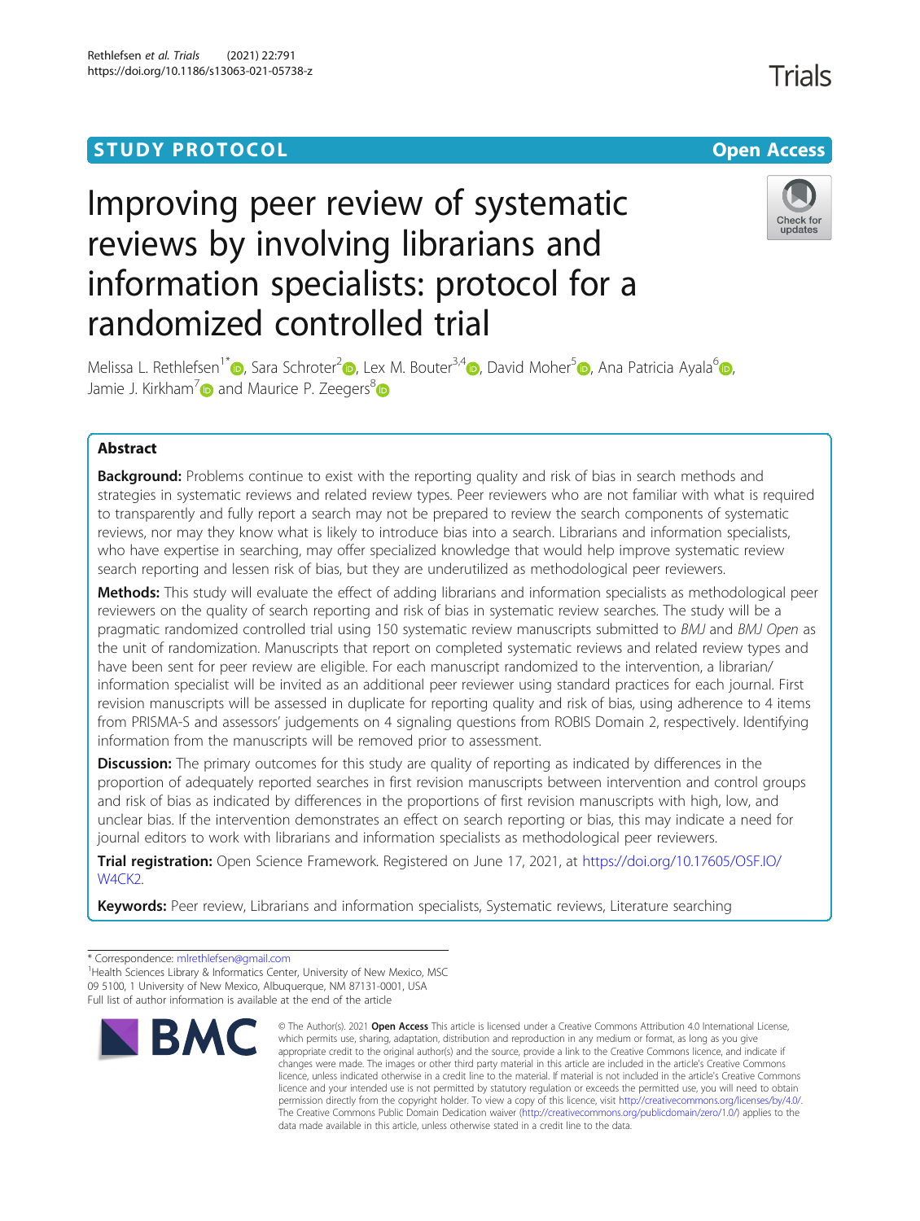STUDY PROTOCOL

Open Access

# Improving peer review of systematic reviews by involving librarians and information specialists: protocol for a randomized controlled trial

Melissa L. Rethlefsen[1*], Sara Schroter[2], Lex M. Bouter[3,4], David Moher[5], Ana Patricia Ayala[6], Jamie J. Kirkham[7] and Maurice P. Zeegers[8]

## Abstract

**Background:** Problems continue to exist with the reporting quality and risk of bias in search methods and strategies in systematic reviews and related review types. Peer reviewers who are not familiar with what is required to transparently and fully report a search may not be prepared to review the search components of systematic reviews, nor may they know what is likely to introduce bias into a search. Librarians and information specialists, who have expertise in searching, may offer specialized knowledge that would help improve systematic review search reporting and lessen risk of bias, but they are underutilized as methodological peer reviewers.

**Methods:** This study will evaluate the effect of adding librarians and information specialists as methodological peer reviewers on the quality of search reporting and risk of bias in systematic review searches. The study will be a pragmatic randomized controlled trial using 150 systematic review manuscripts submitted to *BMJ* and *BMJ Open* as the unit of randomization. Manuscripts that report on completed systematic reviews and related review types and have been sent for peer review are eligible. For each manuscript randomized to the intervention, a librarian/information specialist will be invited as an additional peer reviewer using standard practices for each journal. First revision manuscripts will be assessed in duplicate for reporting quality and risk of bias, using adherence to 4 items from PRISMA-S and assessors' judgements on 4 signaling questions from ROBIS Domain 2, respectively. Identifying information from the manuscripts will be removed prior to assessment.

**Discussion:** The primary outcomes for this study are quality of reporting as indicated by differences in the proportion of adequately reported searches in first revision manuscripts between intervention and control groups and risk of bias as indicated by differences in the proportions of first revision manuscripts with high, low, and unclear bias. If the intervention demonstrates an effect on search reporting or bias, this may indicate a need for journal editors to work with librarians and information specialists as methodological peer reviewers.

**Trial registration:** Open Science Framework. Registered on June 17, 2021, at https://doi.org/10.17605/OSF.IO/W4CK2.

**Keywords:** Peer review, Librarians and information specialists, Systematic reviews, Literature searching

\* Correspondence: mlrethlefsen@gmail.com
[1]Health Sciences Library & Informatics Center, University of New Mexico, MSC 09 5100, 1 University of New Mexico, Albuquerque, NM 87131-0001, USA
Full list of author information is available at the end of the article

© The Author(s). 2021 **Open Access** This article is licensed under a Creative Commons Attribution 4.0 International License, which permits use, sharing, adaptation, distribution and reproduction in any medium or format, as long as you give appropriate credit to the original author(s) and the source, provide a link to the Creative Commons licence, and indicate if changes were made. The images or other third party material in this article are included in the article's Creative Commons licence, unless indicated otherwise in a credit line to the material. If material is not included in the article's Creative Commons licence and your intended use is not permitted by statutory regulation or exceeds the permitted use, you will need to obtain permission directly from the copyright holder. To view a copy of this licence, visit http://creativecommons.org/licenses/by/4.0/. The Creative Commons Public Domain Dedication waiver (http://creativecommons.org/publicdomain/zero/1.0/) applies to the data made available in this article, unless otherwise stated in a credit line to the data.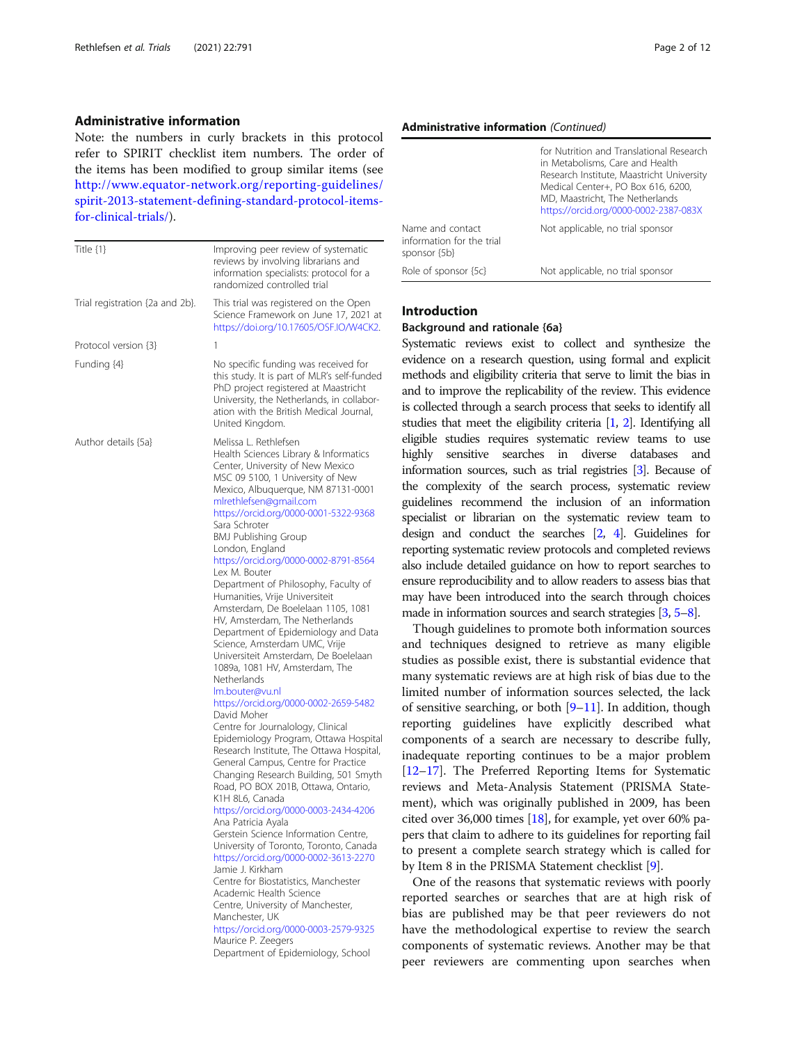## Administrative information

Note: the numbers in curly brackets in this protocol refer to SPIRIT checklist item numbers. The order of the items has been modified to group similar items (see http://www.equator-network.org/reporting-guidelines/spirit-2013-statement-defining-standard-protocol-items-for-clinical-trials/).

| | |
|---|---|
| Title {1} | Improving peer review of systematic reviews by involving librarians and information specialists: protocol for a randomized controlled trial |
| Trial registration {2a and 2b}. | This trial was registered on the Open Science Framework on June 17, 2021 at https://doi.org/10.17605/OSF.IO/W4CK2. |
| Protocol version {3} | 1 |
| Funding {4} | No specific funding was received for this study. It is part of MLR's self-funded PhD project registered at Maastricht University, the Netherlands, in collaboration with the British Medical Journal, United Kingdom. |
| Author details {5a} | Melissa L. Rethlefsen<br>Health Sciences Library & Informatics Center, University of New Mexico MSC 09 5100, 1 University of New Mexico, Albuquerque, NM 87131-0001<br>mlrethlefsen@gmail.com<br>https://orcid.org/0000-0001-5322-9368<br>Sara Schroter<br>BMJ Publishing Group<br>London, England<br>https://orcid.org/0000-0002-8791-8564<br>Lex M. Bouter<br>Department of Philosophy, Faculty of Humanities, Vrije Universiteit Amsterdam, De Boelelaan 1105, 1081 HV, Amsterdam, The Netherlands<br>Department of Epidemiology and Data Science, Amsterdam UMC, Vrije Universiteit Amsterdam, De Boelelaan 1089a, 1081 HV, Amsterdam, The Netherlands<br>lm.bouter@vu.nl<br>https://orcid.org/0000-0002-2659-5482<br>David Moher<br>Centre for Journalology, Clinical Epidemiology Program, Ottawa Hospital Research Institute, The Ottawa Hospital, General Campus, Centre for Practice Changing Research Building, 501 Smyth Road, PO BOX 201B, Ottawa, Ontario, K1H 8L6, Canada<br>https://orcid.org/0000-0003-2434-4206<br>Ana Patricia Ayala<br>Gerstein Science Information Centre, University of Toronto, Toronto, Canada<br>https://orcid.org/0000-0002-3613-2270<br>Jamie J. Kirkham<br>Centre for Biostatistics, Manchester Academic Health Science Centre, University of Manchester, Manchester, UK<br>https://orcid.org/0000-0003-2579-9325<br>Maurice P. Zeegers<br>Department of Epidemiology, School for Nutrition and Translational Research in Metabolisms, Care and Health Research Institute, Maastricht University Medical Center+, PO Box 616, 6200, MD, Maastricht, The Netherlands<br>https://orcid.org/0000-0002-2387-083X |
| Name and contact information for the trial sponsor {5b} | Not applicable, no trial sponsor |
| Role of sponsor {5c} | Not applicable, no trial sponsor |

## Introduction

### Background and rationale {6a}

Systematic reviews exist to collect and synthesize the evidence on a research question, using formal and explicit methods and eligibility criteria that serve to limit the bias in and to improve the replicability of the review. This evidence is collected through a search process that seeks to identify all studies that meet the eligibility criteria [1, 2]. Identifying all eligible studies requires systematic review teams to use highly sensitive searches in diverse databases and information sources, such as trial registries [3]. Because of the complexity of the search process, systematic review guidelines recommend the inclusion of an information specialist or librarian on the systematic review team to design and conduct the searches [2, 4]. Guidelines for reporting systematic review protocols and completed reviews also include detailed guidance on how to report searches to ensure reproducibility and to allow readers to assess bias that may have been introduced into the search through choices made in information sources and search strategies [3, 5–8].

Though guidelines to promote both information sources and techniques designed to retrieve as many eligible studies as possible exist, there is substantial evidence that many systematic reviews are at high risk of bias due to the limited number of information sources selected, the lack of sensitive searching, or both [9–11]. In addition, though reporting guidelines have explicitly described what components of a search are necessary to describe fully, inadequate reporting continues to be a major problem [12–17]. The Preferred Reporting Items for Systematic reviews and Meta-Analysis Statement (PRISMA Statement), which was originally published in 2009, has been cited over 36,000 times [18], for example, yet over 60% papers that claim to adhere to its guidelines for reporting fail to present a complete search strategy which is called for by Item 8 in the PRISMA Statement checklist [9].

One of the reasons that systematic reviews with poorly reported searches or searches that are at high risk of bias are published may be that peer reviewers do not have the methodological expertise to review the search components of systematic reviews. Another may be that peer reviewers are commenting upon searches when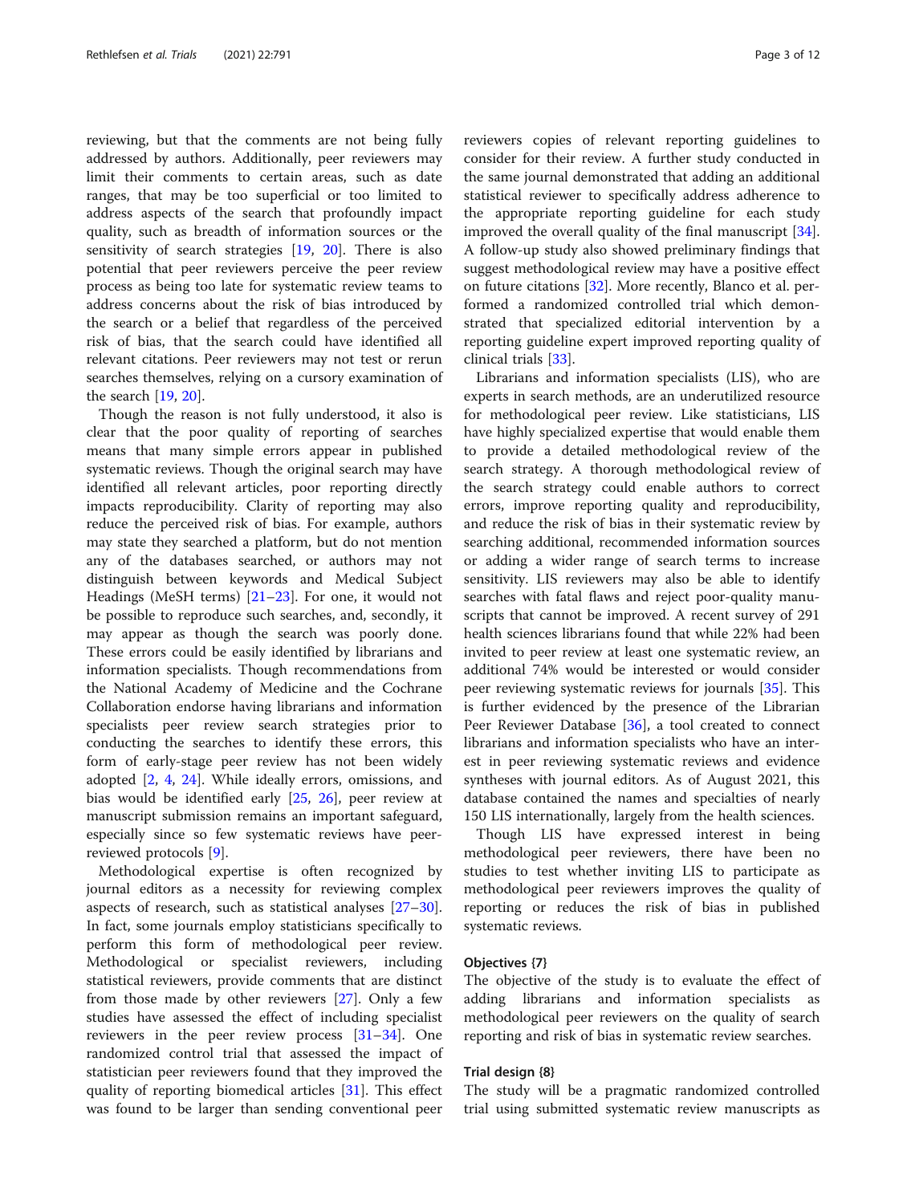reviewing, but that the comments are not being fully addressed by authors. Additionally, peer reviewers may limit their comments to certain areas, such as date ranges, that may be too superficial or too limited to address aspects of the search that profoundly impact quality, such as breadth of information sources or the sensitivity of search strategies [19, 20]. There is also potential that peer reviewers perceive the peer review process as being too late for systematic review teams to address concerns about the risk of bias introduced by the search or a belief that regardless of the perceived risk of bias, that the search could have identified all relevant citations. Peer reviewers may not test or rerun searches themselves, relying on a cursory examination of the search [19, 20].

Though the reason is not fully understood, it also is clear that the poor quality of reporting of searches means that many simple errors appear in published systematic reviews. Though the original search may have identified all relevant articles, poor reporting directly impacts reproducibility. Clarity of reporting may also reduce the perceived risk of bias. For example, authors may state they searched a platform, but do not mention any of the databases searched, or authors may not distinguish between keywords and Medical Subject Headings (MeSH terms) [21–23]. For one, it would not be possible to reproduce such searches, and, secondly, it may appear as though the search was poorly done. These errors could be easily identified by librarians and information specialists. Though recommendations from the National Academy of Medicine and the Cochrane Collaboration endorse having librarians and information specialists peer review search strategies prior to conducting the searches to identify these errors, this form of early-stage peer review has not been widely adopted [2, 4, 24]. While ideally errors, omissions, and bias would be identified early [25, 26], peer review at manuscript submission remains an important safeguard, especially since so few systematic reviews have peer-reviewed protocols [9].

Methodological expertise is often recognized by journal editors as a necessity for reviewing complex aspects of research, such as statistical analyses [27–30]. In fact, some journals employ statisticians specifically to perform this form of methodological peer review. Methodological or specialist reviewers, including statistical reviewers, provide comments that are distinct from those made by other reviewers [27]. Only a few studies have assessed the effect of including specialist reviewers in the peer review process [31–34]. One randomized control trial that assessed the impact of statistician peer reviewers found that they improved the quality of reporting biomedical articles [31]. This effect was found to be larger than sending conventional peer reviewers copies of relevant reporting guidelines to consider for their review. A further study conducted in the same journal demonstrated that adding an additional statistical reviewer to specifically address adherence to the appropriate reporting guideline for each study improved the overall quality of the final manuscript [34]. A follow-up study also showed preliminary findings that suggest methodological review may have a positive effect on future citations [32]. More recently, Blanco et al. performed a randomized controlled trial which demonstrated that specialized editorial intervention by a reporting guideline expert improved reporting quality of clinical trials [33].

Librarians and information specialists (LIS), who are experts in search methods, are an underutilized resource for methodological peer review. Like statisticians, LIS have highly specialized expertise that would enable them to provide a detailed methodological review of the search strategy. A thorough methodological review of the search strategy could enable authors to correct errors, improve reporting quality and reproducibility, and reduce the risk of bias in their systematic review by searching additional, recommended information sources or adding a wider range of search terms to increase sensitivity. LIS reviewers may also be able to identify searches with fatal flaws and reject poor-quality manuscripts that cannot be improved. A recent survey of 291 health sciences librarians found that while 22% had been invited to peer review at least one systematic review, an additional 74% would be interested or would consider peer reviewing systematic reviews for journals [35]. This is further evidenced by the presence of the Librarian Peer Reviewer Database [36], a tool created to connect librarians and information specialists who have an interest in peer reviewing systematic reviews and evidence syntheses with journal editors. As of August 2021, this database contained the names and specialties of nearly 150 LIS internationally, largely from the health sciences.

Though LIS have expressed interest in being methodological peer reviewers, there have been no studies to test whether inviting LIS to participate as methodological peer reviewers improves the quality of reporting or reduces the risk of bias in published systematic reviews.

### Objectives {7}

The objective of the study is to evaluate the effect of adding librarians and information specialists as methodological peer reviewers on the quality of search reporting and risk of bias in systematic review searches.

### Trial design {8}

The study will be a pragmatic randomized controlled trial using submitted systematic review manuscripts as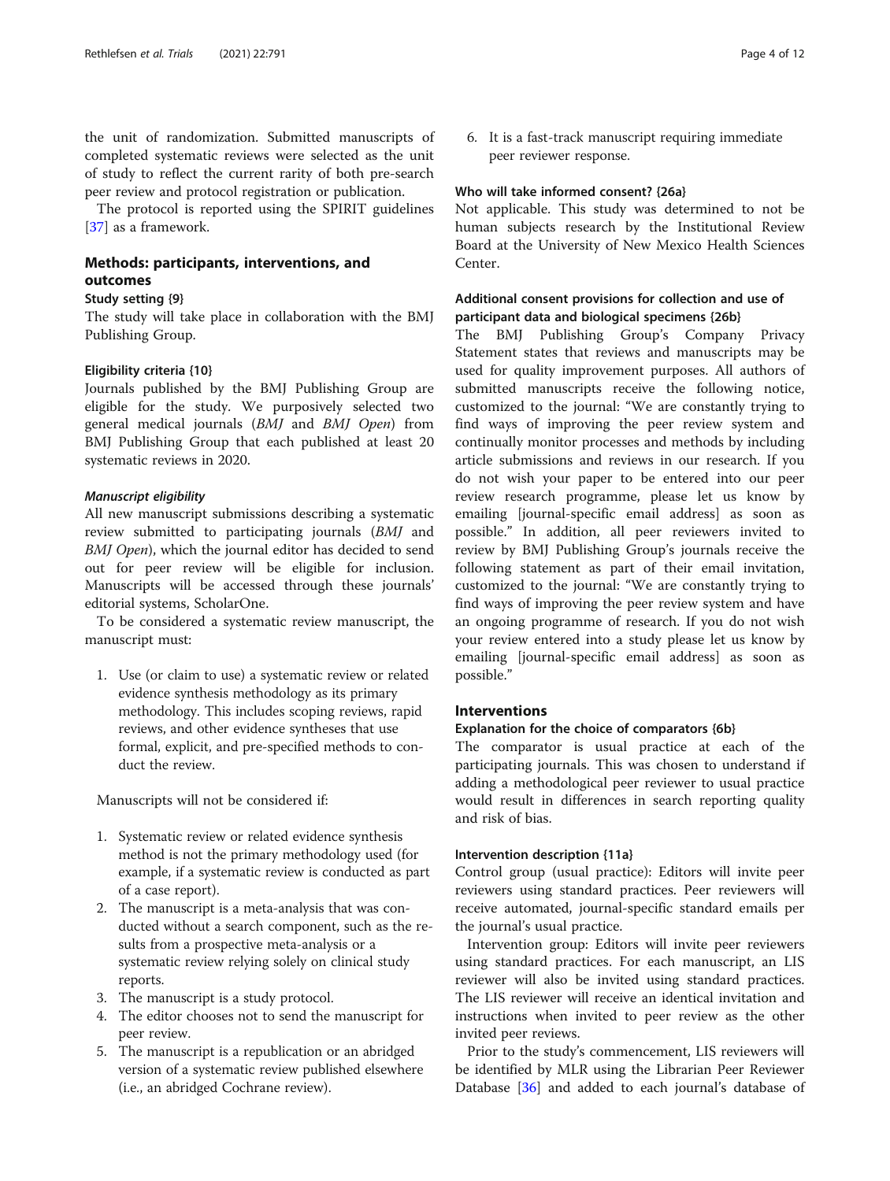the unit of randomization. Submitted manuscripts of completed systematic reviews were selected as the unit of study to reflect the current rarity of both pre-search peer review and protocol registration or publication.

The protocol is reported using the SPIRIT guidelines [37] as a framework.

## Methods: participants, interventions, and outcomes

### Study setting {9}

The study will take place in collaboration with the BMJ Publishing Group.

### Eligibility criteria {10}

Journals published by the BMJ Publishing Group are eligible for the study. We purposively selected two general medical journals (*BMJ* and *BMJ Open*) from BMJ Publishing Group that each published at least 20 systematic reviews in 2020.

#### *Manuscript eligibility*

All new manuscript submissions describing a systematic review submitted to participating journals (*BMJ* and *BMJ Open*), which the journal editor has decided to send out for peer review will be eligible for inclusion. Manuscripts will be accessed through these journals' editorial systems, ScholarOne.

To be considered a systematic review manuscript, the manuscript must:

1. Use (or claim to use) a systematic review or related evidence synthesis methodology as its primary methodology. This includes scoping reviews, rapid reviews, and other evidence syntheses that use formal, explicit, and pre-specified methods to conduct the review.

Manuscripts will not be considered if:

1. Systematic review or related evidence synthesis method is not the primary methodology used (for example, if a systematic review is conducted as part of a case report).
2. The manuscript is a meta-analysis that was conducted without a search component, such as the results from a prospective meta-analysis or a systematic review relying solely on clinical study reports.
3. The manuscript is a study protocol.
4. The editor chooses not to send the manuscript for peer review.
5. The manuscript is a republication or an abridged version of a systematic review published elsewhere (i.e., an abridged Cochrane review).
6. It is a fast-track manuscript requiring immediate peer reviewer response.

### Who will take informed consent? {26a}

Not applicable. This study was determined to not be human subjects research by the Institutional Review Board at the University of New Mexico Health Sciences Center.

### Additional consent provisions for collection and use of participant data and biological specimens {26b}

The BMJ Publishing Group's Company Privacy Statement states that reviews and manuscripts may be used for quality improvement purposes. All authors of submitted manuscripts receive the following notice, customized to the journal: "We are constantly trying to find ways of improving the peer review system and continually monitor processes and methods by including article submissions and reviews in our research. If you do not wish your paper to be entered into our peer review research programme, please let us know by emailing [journal-specific email address] as soon as possible." In addition, all peer reviewers invited to review by BMJ Publishing Group's journals receive the following statement as part of their email invitation, customized to the journal: "We are constantly trying to find ways of improving the peer review system and have an ongoing programme of research. If you do not wish your review entered into a study please let us know by emailing [journal-specific email address] as soon as possible."

## Interventions

### Explanation for the choice of comparators {6b}

The comparator is usual practice at each of the participating journals. This was chosen to understand if adding a methodological peer reviewer to usual practice would result in differences in search reporting quality and risk of bias.

### Intervention description {11a}

Control group (usual practice): Editors will invite peer reviewers using standard practices. Peer reviewers will receive automated, journal-specific standard emails per the journal's usual practice.

Intervention group: Editors will invite peer reviewers using standard practices. For each manuscript, an LIS reviewer will also be invited using standard practices. The LIS reviewer will receive an identical invitation and instructions when invited to peer review as the other invited peer reviews.

Prior to the study's commencement, LIS reviewers will be identified by MLR using the Librarian Peer Reviewer Database [36] and added to each journal's database of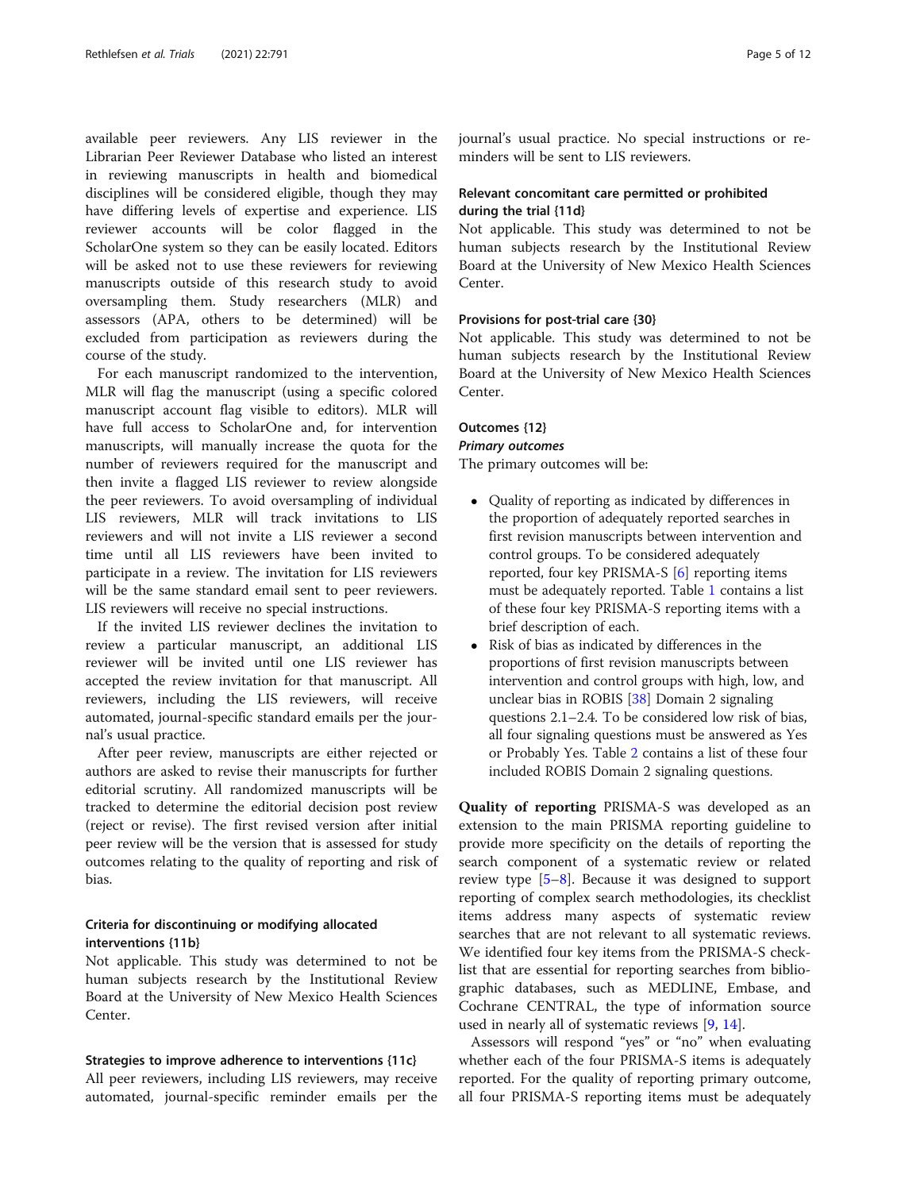available peer reviewers. Any LIS reviewer in the Librarian Peer Reviewer Database who listed an interest in reviewing manuscripts in health and biomedical disciplines will be considered eligible, though they may have differing levels of expertise and experience. LIS reviewer accounts will be color flagged in the ScholarOne system so they can be easily located. Editors will be asked not to use these reviewers for reviewing manuscripts outside of this research study to avoid oversampling them. Study researchers (MLR) and assessors (APA, others to be determined) will be excluded from participation as reviewers during the course of the study.

For each manuscript randomized to the intervention, MLR will flag the manuscript (using a specific colored manuscript account flag visible to editors). MLR will have full access to ScholarOne and, for intervention manuscripts, will manually increase the quota for the number of reviewers required for the manuscript and then invite a flagged LIS reviewer to review alongside the peer reviewers. To avoid oversampling of individual LIS reviewers, MLR will track invitations to LIS reviewers and will not invite a LIS reviewer a second time until all LIS reviewers have been invited to participate in a review. The invitation for LIS reviewers will be the same standard email sent to peer reviewers. LIS reviewers will receive no special instructions.

If the invited LIS reviewer declines the invitation to review a particular manuscript, an additional LIS reviewer will be invited until one LIS reviewer has accepted the review invitation for that manuscript. All reviewers, including the LIS reviewers, will receive automated, journal-specific standard emails per the journal's usual practice.

After peer review, manuscripts are either rejected or authors are asked to revise their manuscripts for further editorial scrutiny. All randomized manuscripts will be tracked to determine the editorial decision post review (reject or revise). The first revised version after initial peer review will be the version that is assessed for study outcomes relating to the quality of reporting and risk of bias.

### Criteria for discontinuing or modifying allocated interventions {11b}

Not applicable. This study was determined to not be human subjects research by the Institutional Review Board at the University of New Mexico Health Sciences Center.

### Strategies to improve adherence to interventions {11c}

All peer reviewers, including LIS reviewers, may receive automated, journal-specific reminder emails per the journal's usual practice. No special instructions or reminders will be sent to LIS reviewers.

### Relevant concomitant care permitted or prohibited during the trial {11d}

Not applicable. This study was determined to not be human subjects research by the Institutional Review Board at the University of New Mexico Health Sciences Center.

### Provisions for post-trial care {30}

Not applicable. This study was determined to not be human subjects research by the Institutional Review Board at the University of New Mexico Health Sciences Center.

### Outcomes {12}

#### *Primary outcomes*

The primary outcomes will be:

- Quality of reporting as indicated by differences in the proportion of adequately reported searches in first revision manuscripts between intervention and control groups. To be considered adequately reported, four key PRISMA-S [6] reporting items must be adequately reported. Table 1 contains a list of these four key PRISMA-S reporting items with a brief description of each.
- Risk of bias as indicated by differences in the proportions of first revision manuscripts between intervention and control groups with high, low, and unclear bias in ROBIS [38] Domain 2 signaling questions 2.1–2.4. To be considered low risk of bias, all four signaling questions must be answered as Yes or Probably Yes. Table 2 contains a list of these four included ROBIS Domain 2 signaling questions.

**Quality of reporting** PRISMA-S was developed as an extension to the main PRISMA reporting guideline to provide more specificity on the details of reporting the search component of a systematic review or related review type [5–8]. Because it was designed to support reporting of complex search methodologies, its checklist items address many aspects of systematic review searches that are not relevant to all systematic reviews. We identified four key items from the PRISMA-S checklist that are essential for reporting searches from bibliographic databases, such as MEDLINE, Embase, and Cochrane CENTRAL, the type of information source used in nearly all of systematic reviews [9, 14].

Assessors will respond "yes" or "no" when evaluating whether each of the four PRISMA-S items is adequately reported. For the quality of reporting primary outcome, all four PRISMA-S reporting items must be adequately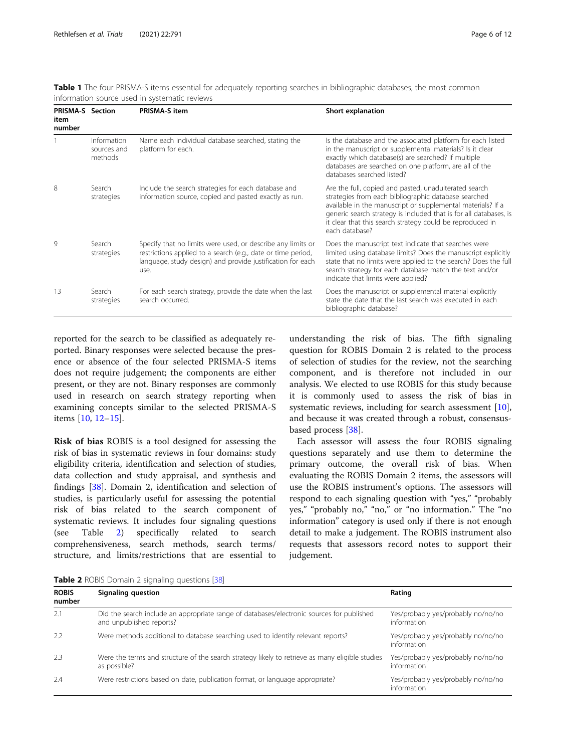**Table 1** The four PRISMA-S items essential for adequately reporting searches in bibliographic databases, the most common information source used in systematic reviews

| PRISMA-S item number | Section | PRISMA-S item | Short explanation |
| --- | --- | --- | --- |
| 1 | Information sources and methods | Name each individual database searched, stating the platform for each. | Is the database and the associated platform for each listed in the manuscript or supplemental materials? Is it clear exactly which database(s) are searched? If multiple databases are searched on one platform, are all of the databases searched listed? |
| 8 | Search strategies | Include the search strategies for each database and information source, copied and pasted exactly as run. | Are the full, copied and pasted, unadulterated search strategies from each bibliographic database searched available in the manuscript or supplemental materials? If a generic search strategy is included that is for all databases, is it clear that this search strategy could be reproduced in each database? |
| 9 | Search strategies | Specify that no limits were used, or describe any limits or restrictions applied to a search (e.g., date or time period, language, study design) and provide justification for each use. | Does the manuscript text indicate that searches were limited using database limits? Does the manuscript explicitly state that no limits were applied to the search? Does the full search strategy for each database match the text and/or indicate that limits were applied? |
| 13 | Search strategies | For each search strategy, provide the date when the last search occurred. | Does the manuscript or supplemental material explicitly state the date that the last search was executed in each bibliographic database? |

reported for the search to be classified as adequately reported. Binary responses were selected because the presence or absence of the four selected PRISMA-S items does not require judgement; the components are either present, or they are not. Binary responses are commonly used in research on search strategy reporting when examining concepts similar to the selected PRISMA-S items [10, 12–15].

**Risk of bias** ROBIS is a tool designed for assessing the risk of bias in systematic reviews in four domains: study eligibility criteria, identification and selection of studies, data collection and study appraisal, and synthesis and findings [38]. Domain 2, identification and selection of studies, is particularly useful for assessing the potential risk of bias related to the search component of systematic reviews. It includes four signaling questions (see Table 2) specifically related to search comprehensiveness, search methods, search terms/structure, and limits/restrictions that are essential to understanding the risk of bias. The fifth signaling question for ROBIS Domain 2 is related to the process of selection of studies for the review, not the searching component, and is therefore not included in our analysis. We elected to use ROBIS for this study because it is commonly used to assess the risk of bias in systematic reviews, including for search assessment [10], and because it was created through a robust, consensus-based process [38].

Each assessor will assess the four ROBIS signaling questions separately and use them to determine the primary outcome, the overall risk of bias. When evaluating the ROBIS Domain 2 items, the assessors will use the ROBIS instrument's options. The assessors will respond to each signaling question with "yes," "probably yes," "probably no," "no," or "no information." The "no information" category is used only if there is not enough detail to make a judgement. The ROBIS instrument also requests that assessors record notes to support their judgement.

**Table 2** ROBIS Domain 2 signaling questions [38]

| ROBIS number | Signaling question | Rating |
| --- | --- | --- |
| 2.1 | Did the search include an appropriate range of databases/electronic sources for published and unpublished reports? | Yes/probably yes/probably no/no/no information |
| 2.2 | Were methods additional to database searching used to identify relevant reports? | Yes/probably yes/probably no/no/no information |
| 2.3 | Were the terms and structure of the search strategy likely to retrieve as many eligible studies as possible? | Yes/probably yes/probably no/no/no information |
| 2.4 | Were restrictions based on date, publication format, or language appropriate? | Yes/probably yes/probably no/no/no information |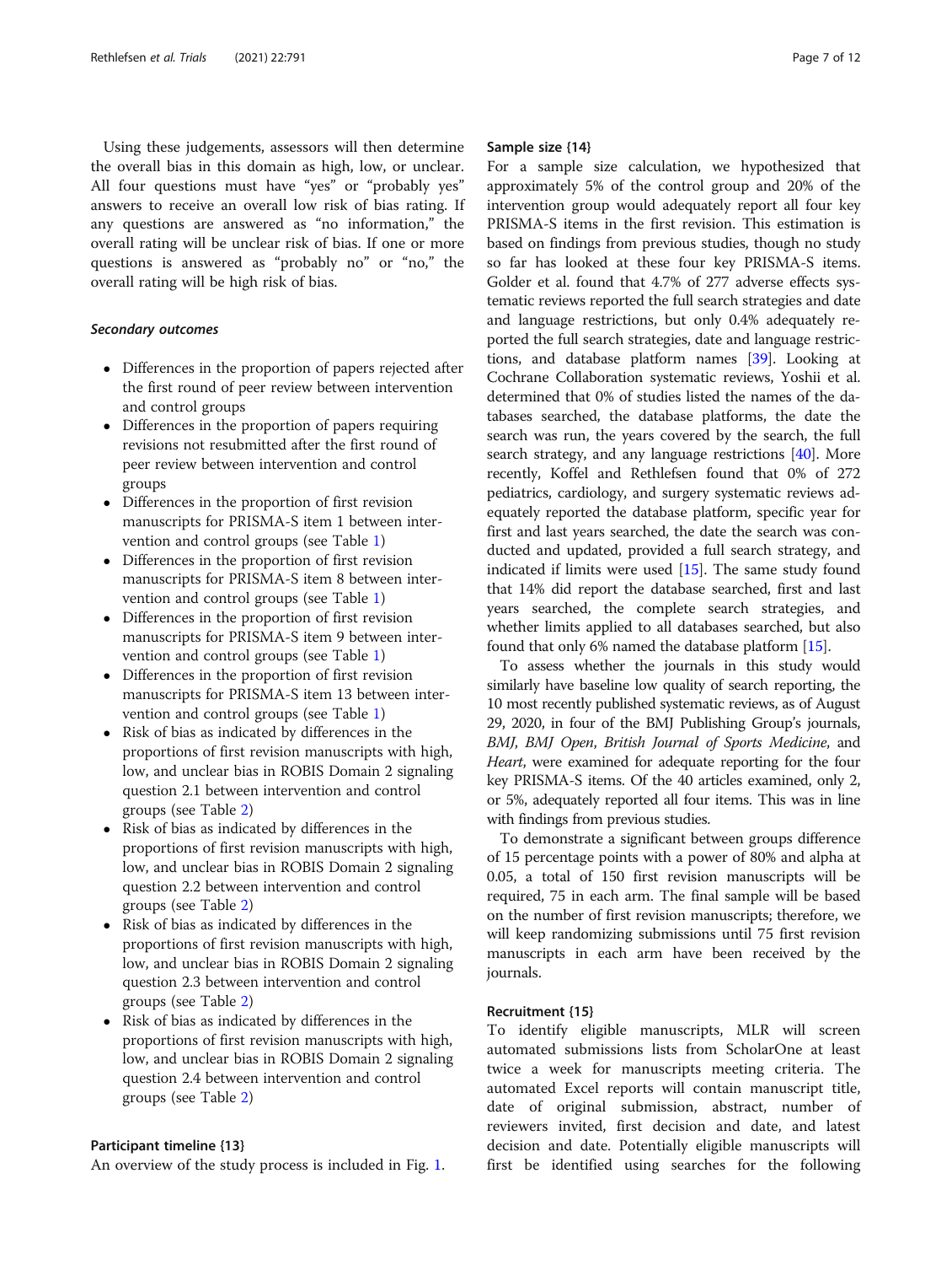Using these judgements, assessors will then determine the overall bias in this domain as high, low, or unclear. All four questions must have "yes" or "probably yes" answers to receive an overall low risk of bias rating. If any questions are answered as "no information," the overall rating will be unclear risk of bias. If one or more questions is answered as "probably no" or "no," the overall rating will be high risk of bias.

#### *Secondary outcomes*

- Differences in the proportion of papers rejected after the first round of peer review between intervention and control groups
- Differences in the proportion of papers requiring revisions not resubmitted after the first round of peer review between intervention and control groups
- Differences in the proportion of first revision manuscripts for PRISMA-S item 1 between intervention and control groups (see Table 1)
- Differences in the proportion of first revision manuscripts for PRISMA-S item 8 between intervention and control groups (see Table 1)
- Differences in the proportion of first revision manuscripts for PRISMA-S item 9 between intervention and control groups (see Table 1)
- Differences in the proportion of first revision manuscripts for PRISMA-S item 13 between intervention and control groups (see Table 1)
- Risk of bias as indicated by differences in the proportions of first revision manuscripts with high, low, and unclear bias in ROBIS Domain 2 signaling question 2.1 between intervention and control groups (see Table 2)
- Risk of bias as indicated by differences in the proportions of first revision manuscripts with high, low, and unclear bias in ROBIS Domain 2 signaling question 2.2 between intervention and control groups (see Table 2)
- Risk of bias as indicated by differences in the proportions of first revision manuscripts with high, low, and unclear bias in ROBIS Domain 2 signaling question 2.3 between intervention and control groups (see Table 2)
- Risk of bias as indicated by differences in the proportions of first revision manuscripts with high, low, and unclear bias in ROBIS Domain 2 signaling question 2.4 between intervention and control groups (see Table 2)

### Participant timeline {13}

An overview of the study process is included in Fig. 1.

### Sample size {14}

For a sample size calculation, we hypothesized that approximately 5% of the control group and 20% of the intervention group would adequately report all four key PRISMA-S items in the first revision. This estimation is based on findings from previous studies, though no study so far has looked at these four key PRISMA-S items. Golder et al. found that 4.7% of 277 adverse effects systematic reviews reported the full search strategies and date and language restrictions, but only 0.4% adequately reported the full search strategies, date and language restrictions, and database platform names [39]. Looking at Cochrane Collaboration systematic reviews, Yoshii et al. determined that 0% of studies listed the names of the databases searched, the database platforms, the date the search was run, the years covered by the search, the full search strategy, and any language restrictions [40]. More recently, Koffel and Rethlefsen found that 0% of 272 pediatrics, cardiology, and surgery systematic reviews adequately reported the database platform, specific year for first and last years searched, the date the search was conducted and updated, provided a full search strategy, and indicated if limits were used [15]. The same study found that 14% did report the database searched, first and last years searched, the complete search strategies, and whether limits applied to all databases searched, but also found that only 6% named the database platform [15].

To assess whether the journals in this study would similarly have baseline low quality of search reporting, the 10 most recently published systematic reviews, as of August 29, 2020, in four of the BMJ Publishing Group's journals, *BMJ*, *BMJ Open*, *British Journal of Sports Medicine*, and *Heart*, were examined for adequate reporting for the four key PRISMA-S items. Of the 40 articles examined, only 2, or 5%, adequately reported all four items. This was in line with findings from previous studies.

To demonstrate a significant between groups difference of 15 percentage points with a power of 80% and alpha at 0.05, a total of 150 first revision manuscripts will be required, 75 in each arm. The final sample will be based on the number of first revision manuscripts; therefore, we will keep randomizing submissions until 75 first revision manuscripts in each arm have been received by the journals.

### Recruitment {15}

To identify eligible manuscripts, MLR will screen automated submissions lists from ScholarOne at least twice a week for manuscripts meeting criteria. The automated Excel reports will contain manuscript title, date of original submission, abstract, number of reviewers invited, first decision and date, and latest decision and date. Potentially eligible manuscripts will first be identified using searches for the following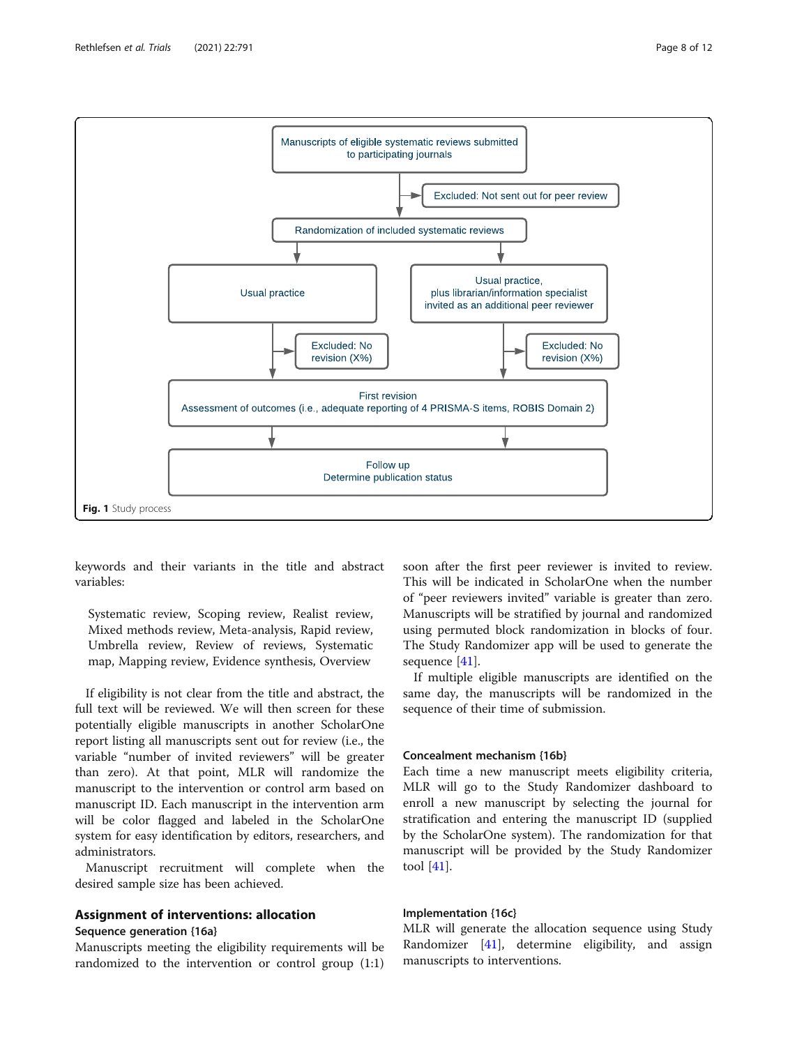Manuscripts of eligible systematic reviews submitted to participating journals

Excluded: Not sent out for peer review

Randomization of included systematic reviews

Usual practice

Usual practice, plus librarian/information specialist invited as an additional peer reviewer

Excluded: No revision (X%)

Excluded: No revision (X%)

First revision
Assessment of outcomes (i.e., adequate reporting of 4 PRISMA-S items, ROBIS Domain 2)

Follow up
Determine publication status

**Fig. 1** Study process

keywords and their variants in the title and abstract variables:

> Systematic review, Scoping review, Realist review, Mixed methods review, Meta-analysis, Rapid review, Umbrella review, Review of reviews, Systematic map, Mapping review, Evidence synthesis, Overview

If eligibility is not clear from the title and abstract, the full text will be reviewed. We will then screen for these potentially eligible manuscripts in another ScholarOne report listing all manuscripts sent out for review (i.e., the variable "number of invited reviewers" will be greater than zero). At that point, MLR will randomize the manuscript to the intervention or control arm based on manuscript ID. Each manuscript in the intervention arm will be color flagged and labeled in the ScholarOne system for easy identification by editors, researchers, and administrators.

Manuscript recruitment will complete when the desired sample size has been achieved.

## Assignment of interventions: allocation

### Sequence generation {16a}

Manuscripts meeting the eligibility requirements will be randomized to the intervention or control group (1:1) soon after the first peer reviewer is invited to review. This will be indicated in ScholarOne when the number of "peer reviewers invited" variable is greater than zero. Manuscripts will be stratified by journal and randomized using permuted block randomization in blocks of four. The Study Randomizer app will be used to generate the sequence [41].

If multiple eligible manuscripts are identified on the same day, the manuscripts will be randomized in the sequence of their time of submission.

### Concealment mechanism {16b}

Each time a new manuscript meets eligibility criteria, MLR will go to the Study Randomizer dashboard to enroll a new manuscript by selecting the journal for stratification and entering the manuscript ID (supplied by the ScholarOne system). The randomization for that manuscript will be provided by the Study Randomizer tool [41].

### Implementation {16c}

MLR will generate the allocation sequence using Study Randomizer [41], determine eligibility, and assign manuscripts to interventions.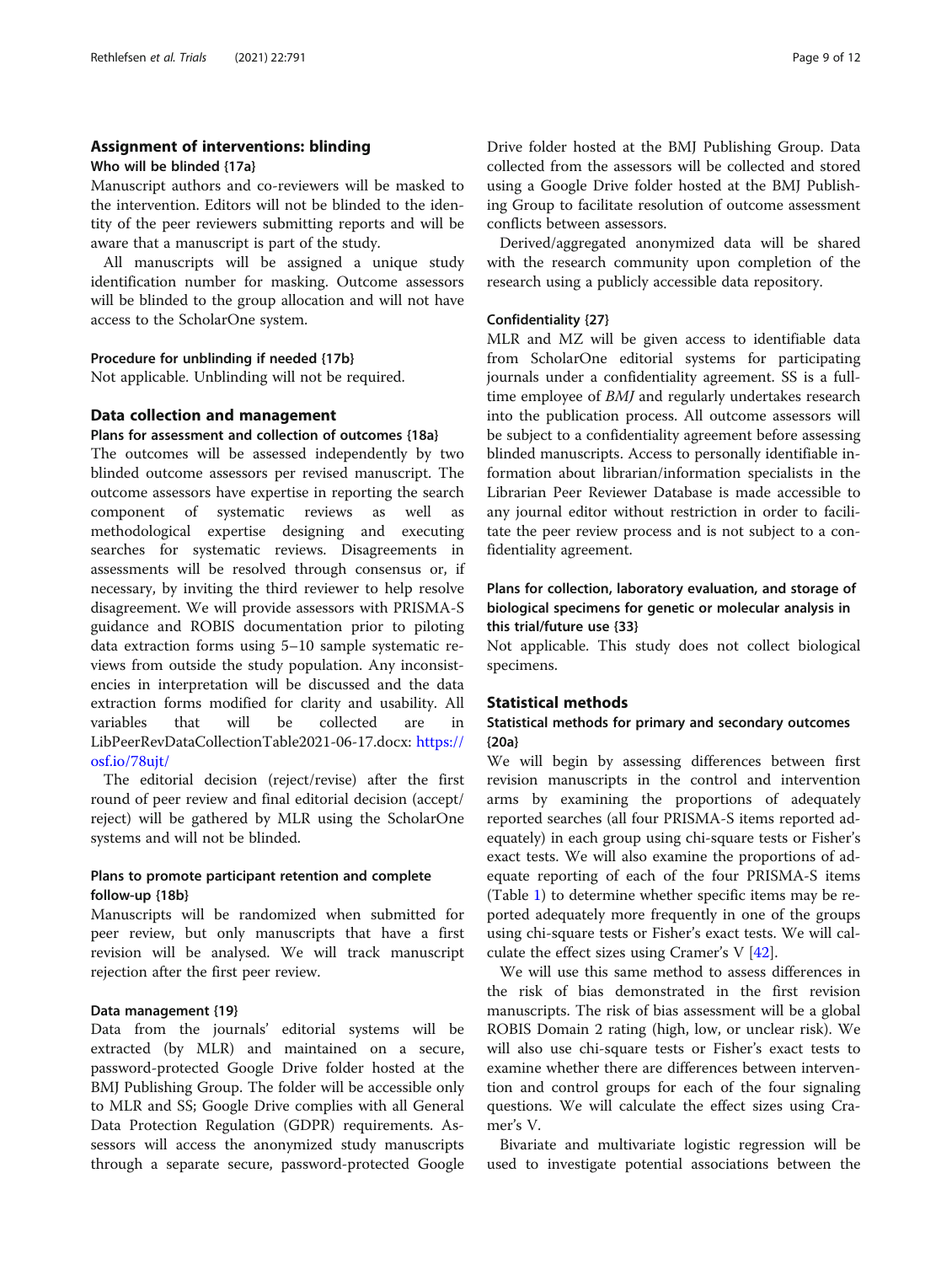## Assignment of interventions: blinding

### Who will be blinded {17a}

Manuscript authors and co-reviewers will be masked to the intervention. Editors will not be blinded to the identity of the peer reviewers submitting reports and will be aware that a manuscript is part of the study.

All manuscripts will be assigned a unique study identification number for masking. Outcome assessors will be blinded to the group allocation and will not have access to the ScholarOne system.

#### Procedure for unblinding if needed {17b}

Not applicable. Unblinding will not be required.

## Data collection and management

### Plans for assessment and collection of outcomes {18a}

The outcomes will be assessed independently by two blinded outcome assessors per revised manuscript. The outcome assessors have expertise in reporting the search component of systematic reviews as well as methodological expertise designing and executing searches for systematic reviews. Disagreements in assessments will be resolved through consensus or, if necessary, by inviting the third reviewer to help resolve disagreement. We will provide assessors with PRISMA-S guidance and ROBIS documentation prior to piloting data extraction forms using 5–10 sample systematic reviews from outside the study population. Any inconsistencies in interpretation will be discussed and the data extraction forms modified for clarity and usability. All variables that will be collected are in LibPeerRevDataCollectionTable2021-06-17.docx: https://osf.io/78ujt/

The editorial decision (reject/revise) after the first round of peer review and final editorial decision (accept/reject) will be gathered by MLR using the ScholarOne systems and will not be blinded.

### Plans to promote participant retention and complete follow-up {18b}

Manuscripts will be randomized when submitted for peer review, but only manuscripts that have a first revision will be analysed. We will track manuscript rejection after the first peer review.

#### Data management {19}

Data from the journals' editorial systems will be extracted (by MLR) and maintained on a secure, password-protected Google Drive folder hosted at the BMJ Publishing Group. The folder will be accessible only to MLR and SS; Google Drive complies with all General Data Protection Regulation (GDPR) requirements. Assessors will access the anonymized study manuscripts through a separate secure, password-protected Google Drive folder hosted at the BMJ Publishing Group. Data collected from the assessors will be collected and stored using a Google Drive folder hosted at the BMJ Publishing Group to facilitate resolution of outcome assessment conflicts between assessors.

Derived/aggregated anonymized data will be shared with the research community upon completion of the research using a publicly accessible data repository.

#### Confidentiality {27}

MLR and MZ will be given access to identifiable data from ScholarOne editorial systems for participating journals under a confidentiality agreement. SS is a full-time employee of *BMJ* and regularly undertakes research into the publication process. All outcome assessors will be subject to a confidentiality agreement before assessing blinded manuscripts. Access to personally identifiable information about librarian/information specialists in the Librarian Peer Reviewer Database is made accessible to any journal editor without restriction in order to facilitate the peer review process and is not subject to a confidentiality agreement.

### Plans for collection, laboratory evaluation, and storage of biological specimens for genetic or molecular analysis in this trial/future use {33}

Not applicable. This study does not collect biological specimens.

## Statistical methods

### Statistical methods for primary and secondary outcomes {20a}

We will begin by assessing differences between first revision manuscripts in the control and intervention arms by examining the proportions of adequately reported searches (all four PRISMA-S items reported adequately) in each group using chi-square tests or Fisher's exact tests. We will also examine the proportions of adequate reporting of each of the four PRISMA-S items (Table 1) to determine whether specific items may be reported adequately more frequently in one of the groups using chi-square tests or Fisher's exact tests. We will calculate the effect sizes using Cramer's V [42].

We will use this same method to assess differences in the risk of bias demonstrated in the first revision manuscripts. The risk of bias assessment will be a global ROBIS Domain 2 rating (high, low, or unclear risk). We will also use chi-square tests or Fisher's exact tests to examine whether there are differences between intervention and control groups for each of the four signaling questions. We will calculate the effect sizes using Cramer's V.

Bivariate and multivariate logistic regression will be used to investigate potential associations between the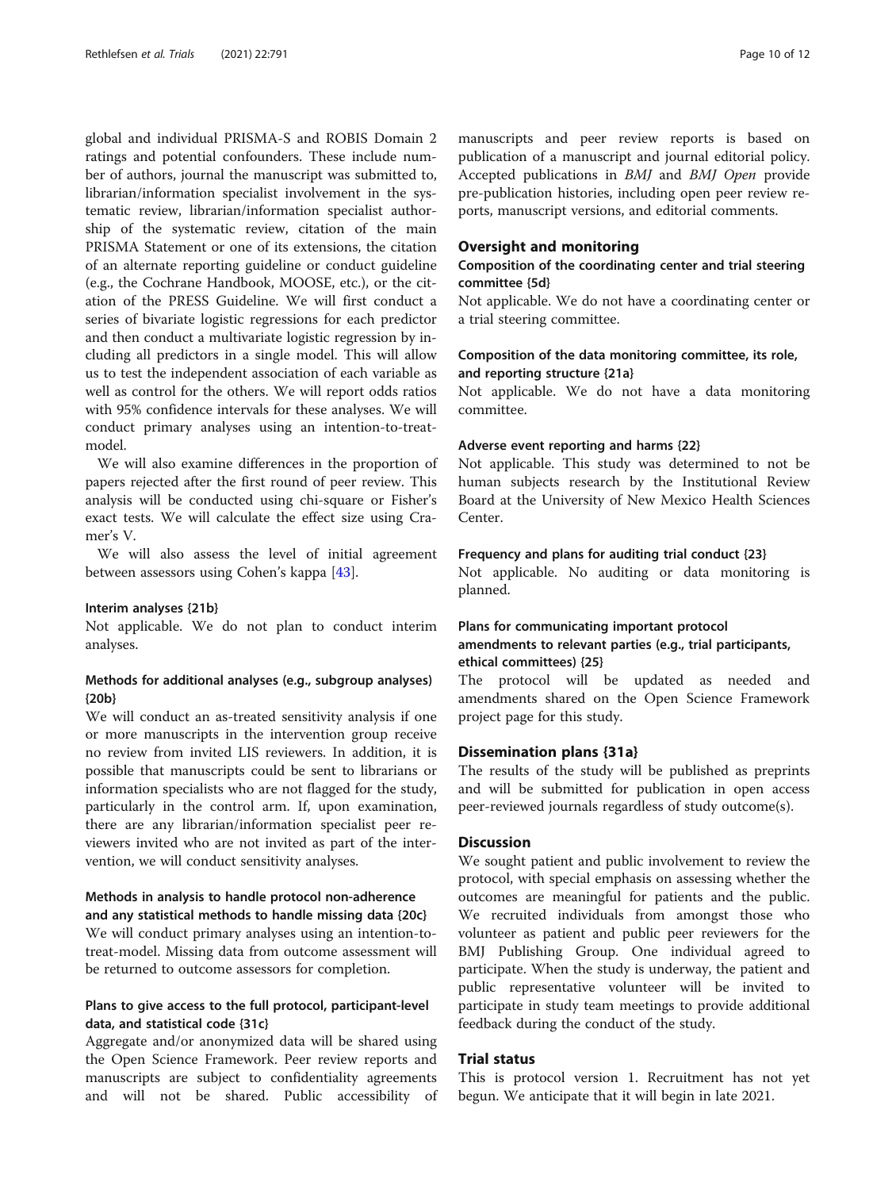global and individual PRISMA-S and ROBIS Domain 2 ratings and potential confounders. These include number of authors, journal the manuscript was submitted to, librarian/information specialist involvement in the systematic review, librarian/information specialist authorship of the systematic review, citation of the main PRISMA Statement or one of its extensions, the citation of an alternate reporting guideline or conduct guideline (e.g., the Cochrane Handbook, MOOSE, etc.), or the citation of the PRESS Guideline. We will first conduct a series of bivariate logistic regressions for each predictor and then conduct a multivariate logistic regression by including all predictors in a single model. This will allow us to test the independent association of each variable as well as control for the others. We will report odds ratios with 95% confidence intervals for these analyses. We will conduct primary analyses using an intention-to-treat-model.

We will also examine differences in the proportion of papers rejected after the first round of peer review. This analysis will be conducted using chi-square or Fisher's exact tests. We will calculate the effect size using Cramer's V.

We will also assess the level of initial agreement between assessors using Cohen's kappa [43].

#### Interim analyses {21b}

Not applicable. We do not plan to conduct interim analyses.

#### Methods for additional analyses (e.g., subgroup analyses) {20b}

We will conduct an as-treated sensitivity analysis if one or more manuscripts in the intervention group receive no review from invited LIS reviewers. In addition, it is possible that manuscripts could be sent to librarians or information specialists who are not flagged for the study, particularly in the control arm. If, upon examination, there are any librarian/information specialist peer reviewers invited who are not invited as part of the intervention, we will conduct sensitivity analyses.

#### Methods in analysis to handle protocol non-adherence and any statistical methods to handle missing data {20c}

We will conduct primary analyses using an intention-to-treat-model. Missing data from outcome assessment will be returned to outcome assessors for completion.

#### Plans to give access to the full protocol, participant-level data, and statistical code {31c}

Aggregate and/or anonymized data will be shared using the Open Science Framework. Peer review reports and manuscripts are subject to confidentiality agreements and will not be shared. Public accessibility of manuscripts and peer review reports is based on publication of a manuscript and journal editorial policy. Accepted publications in *BMJ* and *BMJ Open* provide pre-publication histories, including open peer review reports, manuscript versions, and editorial comments.

## Oversight and monitoring

#### Composition of the coordinating center and trial steering committee {5d}

Not applicable. We do not have a coordinating center or a trial steering committee.

#### Composition of the data monitoring committee, its role, and reporting structure {21a}

Not applicable. We do not have a data monitoring committee.

#### Adverse event reporting and harms {22}

Not applicable. This study was determined to not be human subjects research by the Institutional Review Board at the University of New Mexico Health Sciences Center.

#### Frequency and plans for auditing trial conduct {23}

Not applicable. No auditing or data monitoring is planned.

#### Plans for communicating important protocol amendments to relevant parties (e.g., trial participants, ethical committees) {25}

The protocol will be updated as needed and amendments shared on the Open Science Framework project page for this study.

## Dissemination plans {31a}

The results of the study will be published as preprints and will be submitted for publication in open access peer-reviewed journals regardless of study outcome(s).

## Discussion

We sought patient and public involvement to review the protocol, with special emphasis on assessing whether the outcomes are meaningful for patients and the public. We recruited individuals from amongst those who volunteer as patient and public peer reviewers for the BMJ Publishing Group. One individual agreed to participate. When the study is underway, the patient and public representative volunteer will be invited to participate in study team meetings to provide additional feedback during the conduct of the study.

## Trial status

This is protocol version 1. Recruitment has not yet begun. We anticipate that it will begin in late 2021.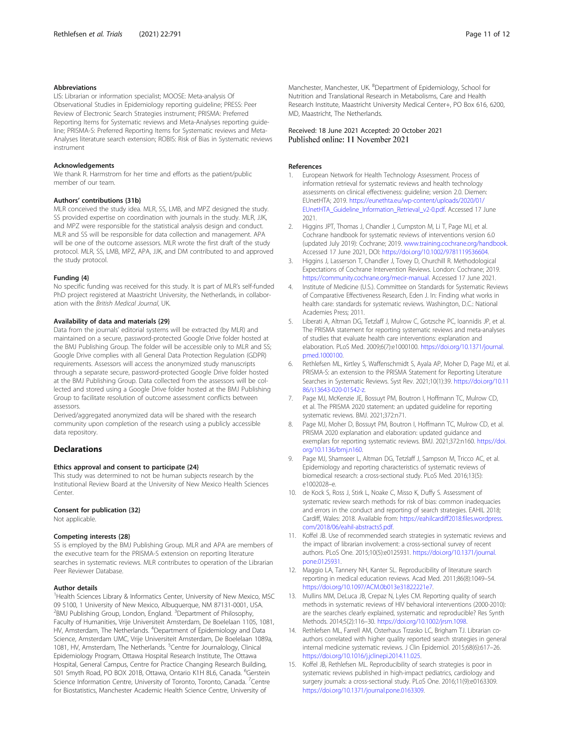### Abbreviations

LIS: Librarian or information specialist; MOOSE: Meta-analysis Of Observational Studies in Epidemiology reporting guideline; PRESS: Peer Review of Electronic Search Strategies instrument; PRISMA: Preferred Reporting Items for Systematic reviews and Meta-Analyses reporting guideline; PRISMA-S: Preferred Reporting Items for Systematic reviews and Meta-Analyses literature search extension; ROBIS: Risk of Bias in Systematic reviews instrument

### Acknowledgements

We thank R. Harmstrom for her time and efforts as the patient/public member of our team.

### Authors' contributions {31b}

MLR conceived the study idea. MLR, SS, LMB, and MPZ designed the study. SS provided expertise on coordination with journals in the study. MLR, JJK, and MPZ were responsible for the statistical analysis design and conduct. MLR and SS will be responsible for data collection and management. APA will be one of the outcome assessors. MLR wrote the first draft of the study protocol. MLR, SS, LMB, MPZ, APA, JJK, and DM contributed to and approved the study protocol.

### Funding {4}

No specific funding was received for this study. It is part of MLR's self-funded PhD project registered at Maastricht University, the Netherlands, in collaboration with the *British Medical Journal*, UK.

### Availability of data and materials {29}

Data from the journals' editorial systems will be extracted (by MLR) and maintained on a secure, password-protected Google Drive folder hosted at the BMJ Publishing Group. The folder will be accessible only to MLR and SS; Google Drive complies with all General Data Protection Regulation (GDPR) requirements. Assessors will access the anonymized study manuscripts through a separate secure, password-protected Google Drive folder hosted at the BMJ Publishing Group. Data collected from the assessors will be collected and stored using a Google Drive folder hosted at the BMJ Publishing Group to facilitate resolution of outcome assessment conflicts between assessors.

Derived/aggregated anonymized data will be shared with the research community upon completion of the research using a publicly accessible data repository.

## Declarations

### Ethics approval and consent to participate {24}

This study was determined to not be human subjects research by the Institutional Review Board at the University of New Mexico Health Sciences Center.

### Consent for publication {32}

Not applicable.

### Competing interests {28}

SS is employed by the BMJ Publishing Group. MLR and APA are members of the executive team for the PRISMA-S extension on reporting literature searches in systematic reviews. MLR contributes to operation of the Librarian Peer Reviewer Database.

### Author details

[1]Health Sciences Library & Informatics Center, University of New Mexico, MSC 09 5100, 1 University of New Mexico, Albuquerque, NM 87131-0001, USA. [2]BMJ Publishing Group, London, England. [3]Department of Philosophy, Faculty of Humanities, Vrije Universiteit Amsterdam, De Boelelaan 1105, 1081, HV, Amsterdam, The Netherlands. [4]Department of Epidemiology and Data Science, Amsterdam UMC, Vrije Universiteit Amsterdam, De Boelelaan 1089a, 1081, HV, Amsterdam, The Netherlands. [5]Centre for Journalology, Clinical Epidemiology Program, Ottawa Hospital Research Institute, The Ottawa Hospital, General Campus, Centre for Practice Changing Research Building, 501 Smyth Road, PO BOX 201B, Ottawa, Ontario K1H 8L6, Canada. [6]Gerstein Science Information Centre, University of Toronto, Toronto, Canada. [7]Centre for Biostatistics, Manchester Academic Health Science Centre, University of Manchester, Manchester, UK. [8]Department of Epidemiology, School for Nutrition and Translational Research in Metabolisms, Care and Health Research Institute, Maastricht University Medical Center+, PO Box 616, 6200, MD, Maastricht, The Netherlands.

Received: 18 June 2021 Accepted: 20 October 2021
Published online: 11 November 2021

### References

1. European Network for Health Technology Assessment. Process of information retrieval for systematic reviews and health technology assessments on clinical effectiveness: guideline; version 2.0. Diemen: EUnetHTA; 2019. https://eunethta.eu/wp-content/uploads/2020/01/EUnetHTA_Guideline_Information_Retrieval_v2-0.pdf. Accessed 17 June 2021.
2. Higgins JPT, Thomas J, Chandler J, Cumpston M, Li T, Page MJ, et al. Cochrane handbook for systematic reviews of interventions version 6.0 (updated July 2019): Cochrane; 2019. www.training.cochrane.org/handbook. Accessed 17 June 2021, DOI: https://doi.org/10.1002/9781119536604.
3. Higgins J, Lasserson T, Chandler J, Tovey D, Churchill R. Methodological Expectations of Cochrane Intervention Reviews. London: Cochrane; 2019. https://community.cochrane.org/mecir-manual. Accessed 17 June 2021.
4. Institute of Medicine (U.S.). Committee on Standards for Systematic Reviews of Comparative Effectiveness Research, Eden J. In: Finding what works in health care: standards for systematic reviews. Washington, D.C.: National Academies Press; 2011.
5. Liberati A, Altman DG, Tetzlaff J, Mulrow C, Gotzsche PC, Ioannidis JP, et al. The PRISMA statement for reporting systematic reviews and meta-analyses of studies that evaluate health care interventions: explanation and elaboration. PLoS Med. 2009;6(7):e1000100. https://doi.org/10.1371/journal.pmed.1000100.
6. Rethlefsen ML, Kirtley S, Waffenschmidt S, Ayala AP, Moher D, Page MJ, et al. PRISMA-S: an extension to the PRISMA Statement for Reporting Literature Searches in Systematic Reviews. Syst Rev. 2021;10(1):39. https://doi.org/10.1186/s13643-020-01542-z.
7. Page MJ, McKenzie JE, Bossuyt PM, Boutron I, Hoffmann TC, Mulrow CD, et al. The PRISMA 2020 statement: an updated guideline for reporting systematic reviews. BMJ. 2021;372:n71.
8. Page MJ, Moher D, Bossuyt PM, Boutron I, Hoffmann TC, Mulrow CD, et al. PRISMA 2020 explanation and elaboration: updated guidance and exemplars for reporting systematic reviews. BMJ. 2021;372:n160. https://doi.org/10.1136/bmj.n160.
9. Page MJ, Shamseer L, Altman DG, Tetzlaff J, Sampson M, Tricco AC, et al. Epidemiology and reporting characteristics of systematic reviews of biomedical research: a cross-sectional study. PLoS Med. 2016;13(5):e1002028–e.
10. de Kock S, Ross J, Stirk L, Noake C, Misso K, Duffy S. Assessment of systematic review search methods for risk of bias: common inadequacies and errors in the conduct and reporting of search strategies. EAHIL 2018; Cardiff, Wales: 2018. Available from: https://eahilcardiff2018.files.wordpress.com/2018/06/eahil-abstracts5.pdf.
11. Koffel JB. Use of recommended search strategies in systematic reviews and the impact of librarian involvement: a cross-sectional survey of recent authors. PLoS One. 2015;10(5):e0125931. https://doi.org/10.1371/journal.pone.0125931.
12. Maggio LA, Tannery NH, Kanter SL. Reproducibility of literature search reporting in medical education reviews. Acad Med. 2011;86(8):1049–54. https://doi.org/10.1097/ACM.0b013e31822221e7.
13. Mullins MM, DeLuca JB, Crepaz N, Lyles CM. Reporting quality of search methods in systematic reviews of HIV behavioral interventions (2000-2010): are the searches clearly explained, systematic and reproducible? Res Synth Methods. 2014;5(2):116–30. https://doi.org/10.1002/jrsm.1098.
14. Rethlefsen ML, Farrell AM, Osterhaus Trzasko LC, Brigham TJ. Librarian co-authors correlated with higher quality reported search strategies in general internal medicine systematic reviews. J Clin Epidemiol. 2015;68(6):617–26. https://doi.org/10.1016/j.jclinepi.2014.11.025.
15. Koffel JB, Rethlefsen ML. Reproducibility of search strategies is poor in systematic reviews published in high-impact pediatrics, cardiology and surgery journals: a cross-sectional study. PLoS One. 2016;11(9):e0163309. https://doi.org/10.1371/journal.pone.0163309.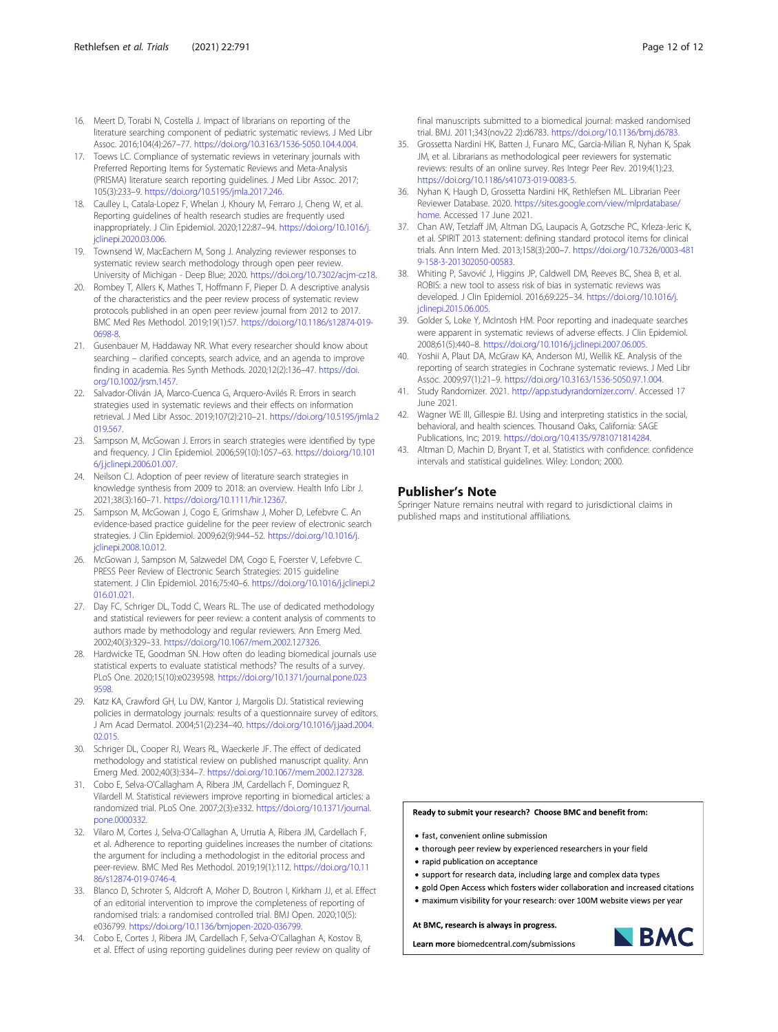16. Meert D, Torabi N, Costella J. Impact of librarians on reporting of the literature searching component of pediatric systematic reviews. J Med Libr Assoc. 2016;104(4):267–77. https://doi.org/10.3163/1536-5050.104.4.004.
17. Toews LC. Compliance of systematic reviews in veterinary journals with Preferred Reporting Items for Systematic Reviews and Meta-Analysis (PRISMA) literature search reporting guidelines. J Med Libr Assoc. 2017; 105(3):233–9. https://doi.org/10.5195/jmla.2017.246.
18. Caulley L, Catala-Lopez F, Whelan J, Khoury M, Ferraro J, Cheng W, et al. Reporting guidelines of health research studies are frequently used inappropriately. J Clin Epidemiol. 2020;122:87–94. https://doi.org/10.1016/j.jclinepi.2020.03.006.
19. Townsend W, MacEachern M, Song J. Analyzing reviewer responses to systematic review search methodology through open peer review. University of Michigan - Deep Blue; 2020. https://doi.org/10.7302/acjm-cz18.
20. Rombey T, Allers K, Mathes T, Hoffmann F, Pieper D. A descriptive analysis of the characteristics and the peer review process of systematic review protocols published in an open peer review journal from 2012 to 2017. BMC Med Res Methodol. 2019;19(1):57. https://doi.org/10.1186/s12874-019-0698-8.
21. Gusenbauer M, Haddaway NR. What every researcher should know about searching – clarified concepts, search advice, and an agenda to improve finding in academia. Res Synth Methods. 2020;12(2):136–47. https://doi.org/10.1002/jrsm.1457.
22. Salvador-Oliván JA, Marco-Cuenca G, Arquero-Avilés R. Errors in search strategies used in systematic reviews and their effects on information retrieval. J Med Libr Assoc. 2019;107(2):210–21. https://doi.org/10.5195/jmla.2019.567.
23. Sampson M, McGowan J. Errors in search strategies were identified by type and frequency. J Clin Epidemiol. 2006;59(10):1057–63. https://doi.org/10.1016/j.jclinepi.2006.01.007.
24. Neilson CJ. Adoption of peer review of literature search strategies in knowledge synthesis from 2009 to 2018: an overview. Health Info Libr J. 2021;38(3):160–71. https://doi.org/10.1111/hir.12367.
25. Sampson M, McGowan J, Cogo E, Grimshaw J, Moher D, Lefebvre C. An evidence-based practice guideline for the peer review of electronic search strategies. J Clin Epidemiol. 2009;62(9):944–52. https://doi.org/10.1016/j.jclinepi.2008.10.012.
26. McGowan J, Sampson M, Salzwedel DM, Cogo E, Foerster V, Lefebvre C. PRESS Peer Review of Electronic Search Strategies: 2015 guideline statement. J Clin Epidemiol. 2016;75:40–6. https://doi.org/10.1016/j.jclinepi.2016.01.021.
27. Day FC, Schriger DL, Todd C, Wears RL. The use of dedicated methodology and statistical reviewers for peer review: a content analysis of comments to authors made by methodology and regular reviewers. Ann Emerg Med. 2002;40(3):329–33. https://doi.org/10.1067/mem.2002.127326.
28. Hardwicke TE, Goodman SN. How often do leading biomedical journals use statistical experts to evaluate statistical methods? The results of a survey. PLoS One. 2020;15(10):e0239598. https://doi.org/10.1371/journal.pone.0239598.
29. Katz KA, Crawford GH, Lu DW, Kantor J, Margolis DJ. Statistical reviewing policies in dermatology journals: results of a questionnaire survey of editors. J Am Acad Dermatol. 2004;51(2):234–40. https://doi.org/10.1016/j.jaad.2004.02.015.
30. Schriger DL, Cooper RJ, Wears RL, Waeckerle JF. The effect of dedicated methodology and statistical review on published manuscript quality. Ann Emerg Med. 2002;40(3):334–7. https://doi.org/10.1067/mem.2002.127328.
31. Cobo E, Selva-O'Callagham A, Ribera JM, Cardellach F, Dominguez R, Vilardell M. Statistical reviewers improve reporting in biomedical articles: a randomized trial. PLoS One. 2007;2(3):e332. https://doi.org/10.1371/journal.pone.0000332.
32. Vilaro M, Cortes J, Selva-O'Callaghan A, Urrutia A, Ribera JM, Cardellach F, et al. Adherence to reporting guidelines increases the number of citations: the argument for including a methodologist in the editorial process and peer-review. BMC Med Res Methodol. 2019;19(1):112. https://doi.org/10.1186/s12874-019-0746-4.
33. Blanco D, Schroter S, Aldcroft A, Moher D, Boutron I, Kirkham JJ, et al. Effect of an editorial intervention to improve the completeness of reporting of randomised trials: a randomised controlled trial. BMJ Open. 2020;10(5): e036799. https://doi.org/10.1136/bmjopen-2020-036799.
34. Cobo E, Cortes J, Ribera JM, Cardellach F, Selva-O'Callaghan A, Kostov B, et al. Effect of using reporting guidelines during peer review on quality of final manuscripts submitted to a biomedical journal: masked randomised trial. BMJ. 2011;343(nov22 2):d6783. https://doi.org/10.1136/bmj.d6783.
35. Grossetta Nardini HK, Batten J, Funaro MC, Garcia-Milian R, Nyhan K, Spak JM, et al. Librarians as methodological peer reviewers for systematic reviews: results of an online survey. Res Integr Peer Rev. 2019;4(1):23. https://doi.org/10.1186/s41073-019-0083-5.
36. Nyhan K, Haugh D, Grossetta Nardini HK, Rethlefsen ML. Librarian Peer Reviewer Database. 2020. https://sites.google.com/view/mlprdatabase/home. Accessed 17 June 2021.
37. Chan AW, Tetzlaff JM, Altman DG, Laupacis A, Gotzsche PC, Krleza-Jeric K, et al. SPIRIT 2013 statement: defining standard protocol items for clinical trials. Ann Intern Med. 2013;158(3):200–7. https://doi.org/10.7326/0003-4819-158-3-201302050-00583.
38. Whiting P, Savović J, Higgins JP, Caldwell DM, Reeves BC, Shea B, et al. ROBIS: a new tool to assess risk of bias in systematic reviews was developed. J Clin Epidemiol. 2016;69:225–34. https://doi.org/10.1016/j.jclinepi.2015.06.005.
39. Golder S, Loke Y, McIntosh HM. Poor reporting and inadequate searches were apparent in systematic reviews of adverse effects. J Clin Epidemiol. 2008;61(5):440–8. https://doi.org/10.1016/j.jclinepi.2007.06.005.
40. Yoshii A, Plaut DA, McGraw KA, Anderson MJ, Wellik KE. Analysis of the reporting of search strategies in Cochrane systematic reviews. J Med Libr Assoc. 2009;97(1):21–9. https://doi.org/10.3163/1536-5050.97.1.004.
41. Study Randomizer. 2021. http://app.studyrandomizer.com/. Accessed 17 June 2021.
42. Wagner WE III, Gillespie BJ. Using and interpreting statistics in the social, behavioral, and health sciences. Thousand Oaks, California: SAGE Publications, Inc; 2019. https://doi.org/10.4135/9781071814284.
43. Altman D, Machin D, Bryant T, et al. Statistics with confidence: confidence intervals and statistical guidelines. Wiley: London; 2000.

## Publisher's Note

Springer Nature remains neutral with regard to jurisdictional claims in published maps and institutional affiliations.

**Ready to submit your research? Choose BMC and benefit from:**

- fast, convenient online submission
- thorough peer review by experienced researchers in your field
- rapid publication on acceptance
- support for research data, including large and complex data types
- gold Open Access which fosters wider collaboration and increased citations
- maximum visibility for your research: over 100M website views per year

**At BMC, research is always in progress.**

**Learn more** biomedcentral.com/submissions

BMC